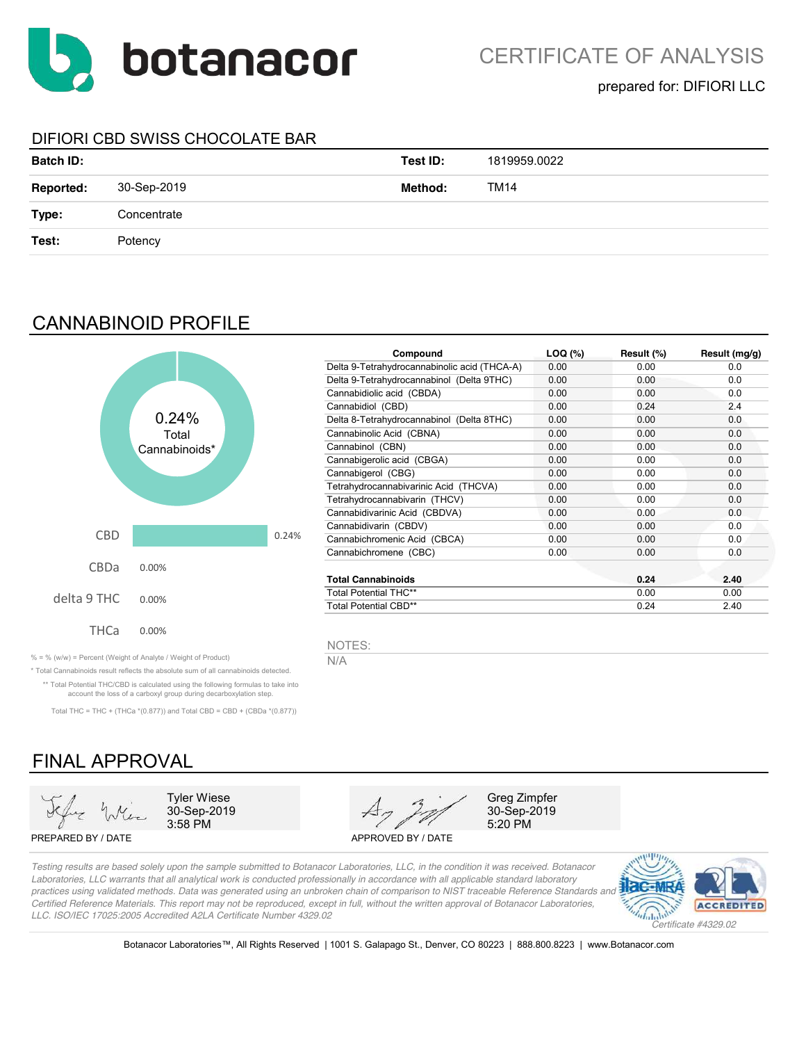botanacor

# CERTIFICATE OF ANALYSIS

prepared for: DIFIORI LLC

## DIFIORI CBD SWISS CHOCOLATE BAR

| | | | |
|---|---|---|---|
| **Batch ID:** | | **Test ID:** | 1819959.0022 |
| **Reported:** | 30-Sep-2019 | **Method:** | TM14 |
| **Type:** | Concentrate | | |
| **Test:** | Potency | | |

## CANNABINOID PROFILE

0.24% Total Cannabinoids*

| | |
|---|---|
| CBD | 0.24% |
| CBDa | 0.00% |
| delta 9 THC | 0.00% |
| THCa | 0.00% |

| Compound | LOQ (%) | Result (%) | Result (mg/g) |
|---|---|---|---|
| Delta 9-Tetrahydrocannabinolic acid (THCA-A) | 0.00 | 0.00 | 0.0 |
| Delta 9-Tetrahydrocannabinol (Delta 9THC) | 0.00 | 0.00 | 0.0 |
| Cannabidiolic acid (CBDA) | 0.00 | 0.00 | 0.0 |
| Cannabidiol (CBD) | 0.00 | 0.24 | 2.4 |
| Delta 8-Tetrahydrocannabinol (Delta 8THC) | 0.00 | 0.00 | 0.0 |
| Cannabinolic Acid (CBNA) | 0.00 | 0.00 | 0.0 |
| Cannabinol (CBN) | 0.00 | 0.00 | 0.0 |
| Cannabigerolic acid (CBGA) | 0.00 | 0.00 | 0.0 |
| Cannabigerol (CBG) | 0.00 | 0.00 | 0.0 |
| Tetrahydrocannabivarinic Acid (THCVA) | 0.00 | 0.00 | 0.0 |
| Tetrahydrocannabivarin (THCV) | 0.00 | 0.00 | 0.0 |
| Cannabidivarinic Acid (CBDVA) | 0.00 | 0.00 | 0.0 |
| Cannabidivarin (CBDV) | 0.00 | 0.00 | 0.0 |
| Cannabichromenic Acid (CBCA) | 0.00 | 0.00 | 0.0 |
| Cannabichromene (CBC) | 0.00 | 0.00 | 0.0 |
| **Total Cannabinoids** | | **0.24** | **2.40** |
| Total Potential THC** | | 0.00 | 0.00 |
| Total Potential CBD** | | 0.24 | 2.40 |

% = % (w/w) = Percent (Weight of Analyte / Weight of Product)

* Total Cannabinoids result reflects the absolute sum of all cannabinoids detected.

** Total Potential THC/CBD is calculated using the following formulas to take into account the loss of a carboxyl group during decarboxylation step.

Total THC = THC + (THCa *(0.877)) and Total CBD = CBD + (CBDa *(0.877))

NOTES:

N/A

## FINAL APPROVAL

| PREPARED BY / DATE | APPROVED BY / DATE |
|---|---|
| Tyler Wiese, 30-Sep-2019, 3:58 PM | Greg Zimpfer, 30-Sep-2019, 5:20 PM |

*Testing results are based solely upon the sample submitted to Botanacor Laboratories, LLC, in the condition it was received. Botanacor Laboratories, LLC warrants that all analytical work is conducted professionally in accordance with all applicable standard laboratory practices using validated methods. Data was generated using an unbroken chain of comparison to NIST traceable Reference Standards and Certified Reference Materials. This report may not be reproduced, except in full, without the written approval of Botanacor Laboratories, LLC. ISO/IEC 17025:2005 Accredited A2LA Certificate Number 4329.02*

ilac-MRA | A2LA ACCREDITED | *Certificate #4329.02*

Botanacor Laboratories™, All Rights Reserved | 1001 S. Galapago St., Denver, CO 80223 | 888.800.8223 | www.Botanacor.com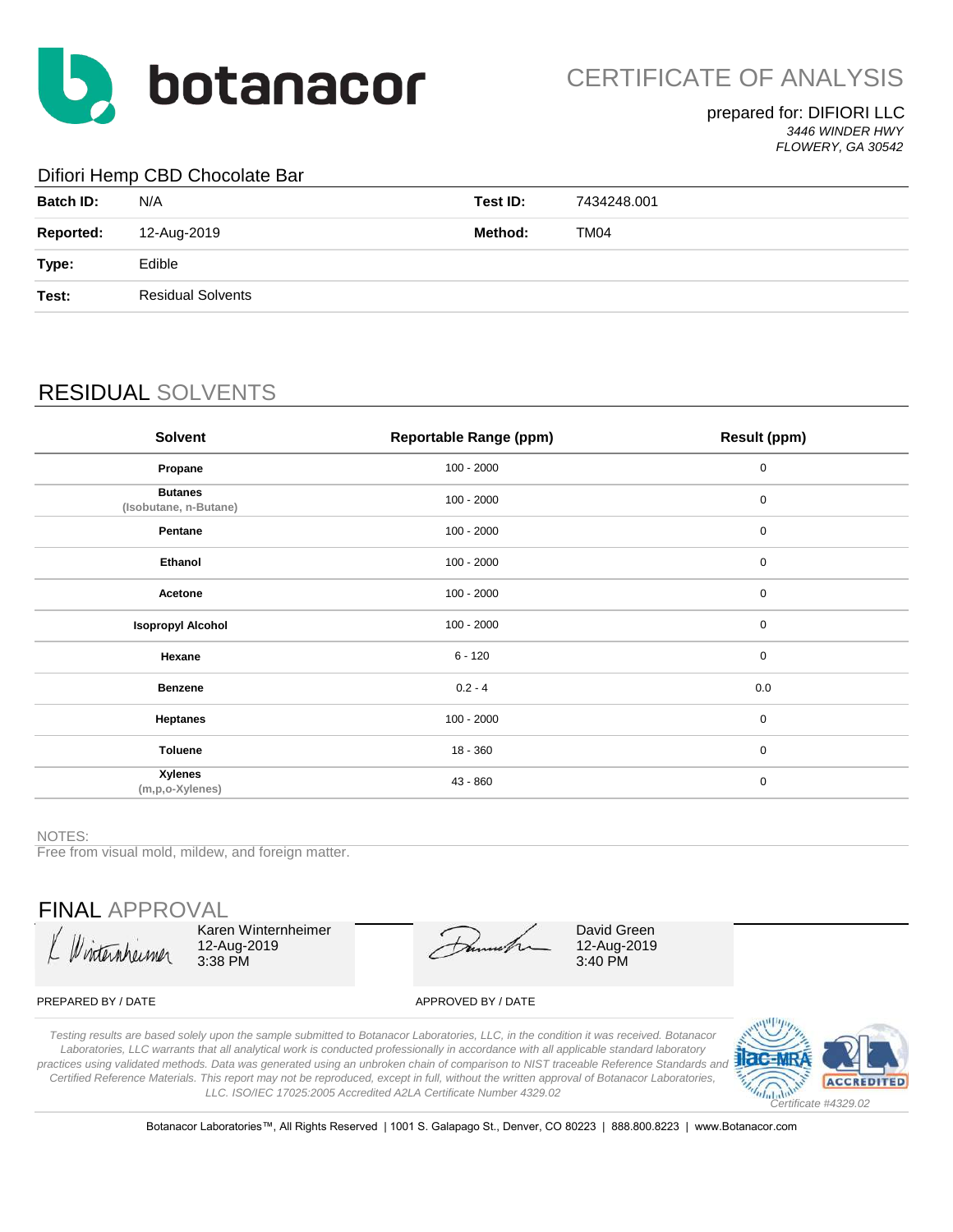# botanacor

## CERTIFICATE OF ANALYSIS

prepared for: DIFIORI LLC
*3446 WINDER HWY*
*FLOWERY, GA 30542*

Difiori Hemp CBD Chocolate Bar

| | | | |
|---|---|---|---|
| **Batch ID:** | N/A | **Test ID:** | 7434248.001 |
| **Reported:** | 12-Aug-2019 | **Method:** | TM04 |
| **Type:** | Edible | | |
| **Test:** | Residual Solvents | | |

## RESIDUAL SOLVENTS

| Solvent | Reportable Range (ppm) | Result (ppm) |
|---|---|---|
| **Propane** | 100 - 2000 | 0 |
| **Butanes** (Isobutane, n-Butane) | 100 - 2000 | 0 |
| **Pentane** | 100 - 2000 | 0 |
| **Ethanol** | 100 - 2000 | 0 |
| **Acetone** | 100 - 2000 | 0 |
| **Isopropyl Alcohol** | 100 - 2000 | 0 |
| **Hexane** | 6 - 120 | 0 |
| **Benzene** | 0.2 - 4 | 0.0 |
| **Heptanes** | 100 - 2000 | 0 |
| **Toluene** | 18 - 360 | 0 |
| **Xylenes** (m,p,o-Xylenes) | 43 - 860 | 0 |

NOTES:
Free from visual mold, mildew, and foreign matter.

## FINAL APPROVAL

Karen Winternheimer
12-Aug-2019
3:38 PM

PREPARED BY / DATE

David Green
12-Aug-2019
3:40 PM

APPROVED BY / DATE

*Testing results are based solely upon the sample submitted to Botanacor Laboratories, LLC, in the condition it was received. Botanacor Laboratories, LLC warrants that all analytical work is conducted professionally in accordance with all applicable standard laboratory practices using validated methods. Data was generated using an unbroken chain of comparison to NIST traceable Reference Standards and Certified Reference Materials. This report may not be reproduced, except in full, without the written approval of Botanacor Laboratories, LLC. ISO/IEC 17025:2005 Accredited A2LA Certificate Number 4329.02*

ilac-MRA | A2LA ACCREDITED
*Certificate #4329.02*

Botanacor Laboratories™, All Rights Reserved | 1001 S. Galapago St., Denver, CO 80223 | 888.800.8223 | www.Botanacor.com